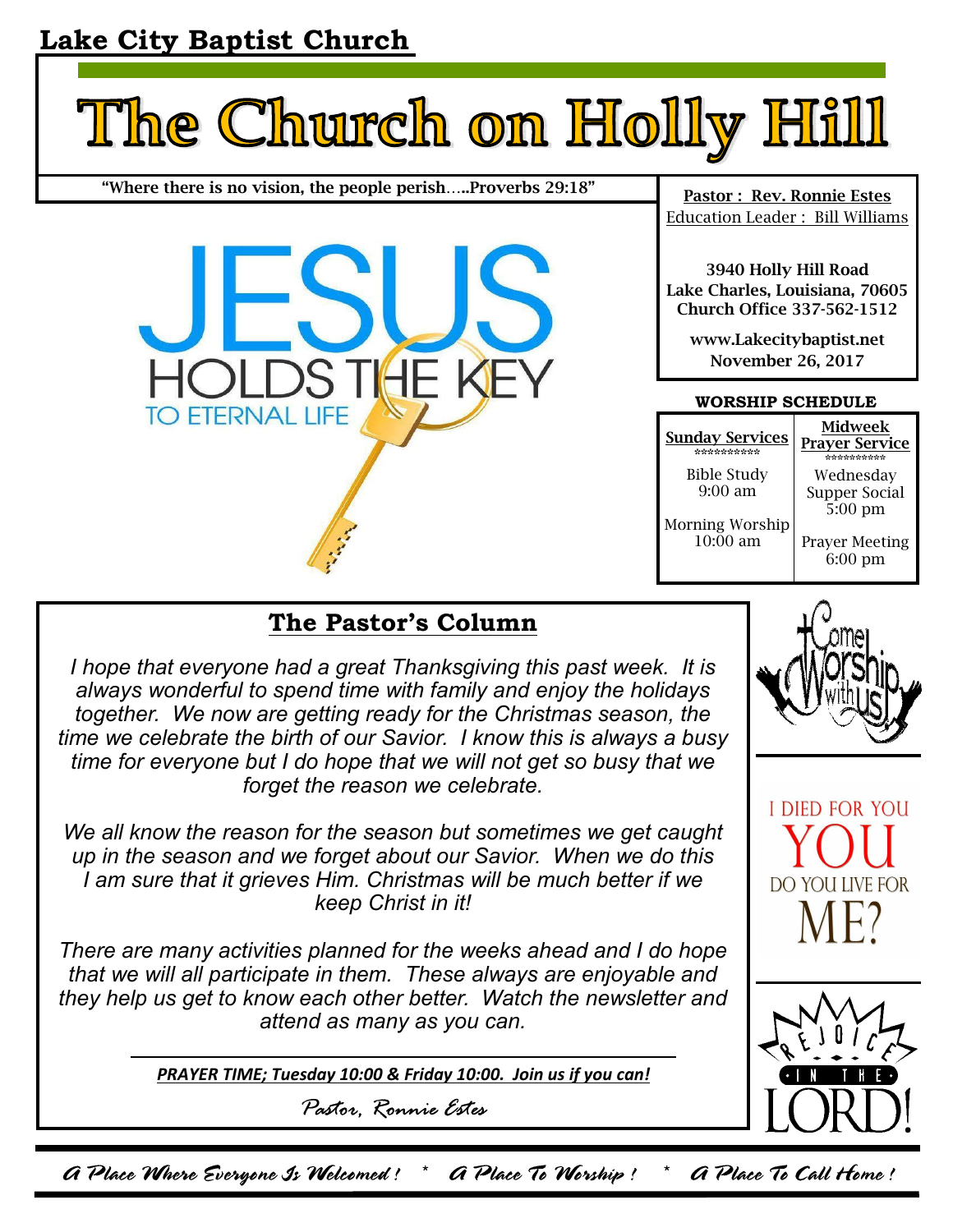**Lake City Baptist Church**

# The Church on Holly Hill

"Where there is no vision, the people perish…..Proverbs 29:18"

JESUS HOLDS THE KEY TO ETERNAL LIFE

**Pastor : Rev. Ronnie Estes**
Education Leader : Bill Williams

**3940 Holly Hill Road**
**Lake Charles, Louisiana, 70605**
**Church Office 337-562-1512**

**www.Lakecitybaptist.net**
**November 26, 2017**

**WORSHIP SCHEDULE**

| Sunday Services | Midweek Prayer Service |
|---|---|
| Bible Study 9:00 am | Wednesday Supper Social 5:00 pm |
| Morning Worship 10:00 am | Prayer Meeting 6:00 pm |

## The Pastor's Column

*I hope that everyone had a great Thanksgiving this past week. It is always wonderful to spend time with family and enjoy the holidays together. We now are getting ready for the Christmas season, the time we celebrate the birth of our Savior. I know this is always a busy time for everyone but I do hope that we will not get so busy that we forget the reason we celebrate.*

*We all know the reason for the season but sometimes we get caught up in the season and we forget about our Savior. When we do this I am sure that it grieves Him. Christmas will be much better if we keep Christ in it!*

*There are many activities planned for the weeks ahead and I do hope that we will all participate in them. These always are enjoyable and they help us get to know each other better. Watch the newsletter and attend as many as you can.*

***PRAYER TIME; Tuesday 10:00 & Friday 10:00. Join us if you can!***

*Pastor, Ronnie Estes*

Come Worship with Us!

I DIED FOR YOU
YOU
DO YOU LIVE FOR
ME?

REJOICE IN THE LORD!

*A Place Where Everyone Is Welcomed ! \* A Place To Worship ! \* A Place To Call Home !*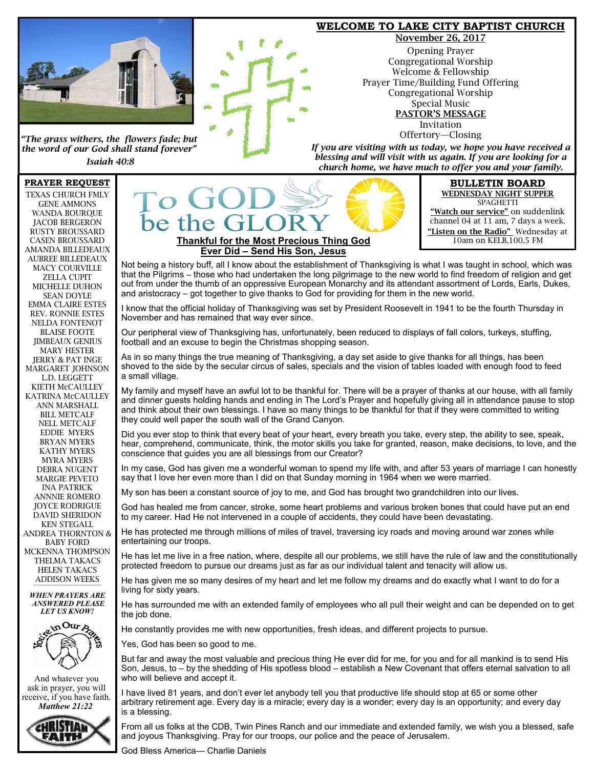*"The grass withers, the flowers fade; but the word of our God shall stand forever"*
*Isaiah 40:8*

## WELCOME TO LAKE CITY BAPTIST CHURCH

**November 26, 2017**

Opening Prayer
Congregational Worship
Welcome & Fellowship
Prayer Time/Building Fund Offering
Congregational Worship
Special Music
**PASTOR'S MESSAGE**
Invitation
Offertory—Closing

*If you are visiting with us today, we hope you have received a blessing and will visit with us again. If you are looking for a church home, we have much to offer you and your family.*

### PRAYER REQUEST

TEXAS CHURCH FMLY
GENE AMMONS
WANDA BOURQUE
JACOB BERGERON
RUSTY BROUSSARD
CASEN BROUSSARD
AMANDA BILLEDEAUX
AUBREE BILLEDEAUX
MACY COURVILLE
ZELLA CUPIT
MICHELLE DUHON
SEAN DOYLE
EMMA CLAIRE ESTES
REV. RONNIE ESTES
NELDA FONTENOT
BLAISE FOOTE
JIMBEAUX GENIUS
MARY HESTER
JERRY & PAT INGE
MARGARET JOHNSON
L.D. LEGGETT
KIETH McCAULLEY
KATRINA McCAULLEY
ANN MARSHALL
BILL METCALF
NELL METCALF
EDDIE MYERS
BRYAN MYERS
KATHY MYERS
MYRA MYERS
DEBRA NUGENT
MARGIE PEVETO
INA PATRICK
ANNNIE ROMERO
JOYCE RODRIGUE
DAVID SHERIDON
KEN STEGALL
ANDREA THORNTON & BABY FORD
MCKENNA THOMPSON
THELMA TAKACS
HELEN TAKACS
ADDISON WEEKS

***WHEN PRAYERS ARE ANSWERED PLEASE LET US KNOW!***

You're in Our Prayers

And whatever you ask in prayer, you will receive, if you have faith.
*Matthew 21:22*

CHRISTIAN FAITH

### BULLETIN BOARD

**WEDNESDAY NIGHT SUPPER**
SPAGHETTI

**"Watch our service"** on suddenlink channel 04 at 11 am, 7 days a week.

**"Listen on the Radio"** Wednesday at 10am on KELB,100.5 FM

# To GOD be the GLORY

## Thankful for the Most Precious Thing God Ever Did – Send His Son, Jesus

Not being a history buff, all I know about the establishment of Thanksgiving is what I was taught in school, which was that the Pilgrims – those who had undertaken the long pilgrimage to the new world to find freedom of religion and get out from under the thumb of an oppressive European Monarchy and its attendant assortment of Lords, Earls, Dukes, and aristocracy – got together to give thanks to God for providing for them in the new world.

I know that the official holiday of Thanksgiving was set by President Roosevelt in 1941 to be the fourth Thursday in November and has remained that way ever since.

Our peripheral view of Thanksgiving has, unfortunately, been reduced to displays of fall colors, turkeys, stuffing, football and an excuse to begin the Christmas shopping season.

As in so many things the true meaning of Thanksgiving, a day set aside to give thanks for all things, has been shoved to the side by the secular circus of sales, specials and the vision of tables loaded with enough food to feed a small village.

My family and myself have an awful lot to be thankful for. There will be a prayer of thanks at our house, with all family and dinner guests holding hands and ending in The Lord's Prayer and hopefully giving all in attendance pause to stop and think about their own blessings. I have so many things to be thankful for that if they were committed to writing they could well paper the south wall of the Grand Canyon.

Did you ever stop to think that every beat of your heart, every breath you take, every step, the ability to see, speak, hear, comprehend, communicate, think, the motor skills you take for granted, reason, make decisions, to love, and the conscience that guides you are all blessings from our Creator?

In my case, God has given me a wonderful woman to spend my life with, and after 53 years of marriage I can honestly say that I love her even more than I did on that Sunday morning in 1964 when we were married.

My son has been a constant source of joy to me, and God has brought two grandchildren into our lives.

God has healed me from cancer, stroke, some heart problems and various broken bones that could have put an end to my career. Had He not intervened in a couple of accidents, they could have been devastating.

He has protected me through millions of miles of travel, traversing icy roads and moving around war zones while entertaining our troops.

He has let me live in a free nation, where, despite all our problems, we still have the rule of law and the constitutionally protected freedom to pursue our dreams just as far as our individual talent and tenacity will allow us.

He has given me so many desires of my heart and let me follow my dreams and do exactly what I want to do for a living for sixty years.

He has surrounded me with an extended family of employees who all pull their weight and can be depended on to get the job done.

He constantly provides me with new opportunities, fresh ideas, and different projects to pursue.

Yes, God has been so good to me.

But far and away the most valuable and precious thing He ever did for me, for you and for all mankind is to send His Son, Jesus, to – by the shedding of His spotless blood – establish a New Covenant that offers eternal salvation to all who will believe and accept it.

I have lived 81 years, and don't ever let anybody tell you that productive life should stop at 65 or some other arbitrary retirement age. Every day is a miracle; every day is a wonder; every day is an opportunity; and every day is a blessing.

From all us folks at the CDB, Twin Pines Ranch and our immediate and extended family, we wish you a blessed, safe and joyous Thanksgiving. Pray for our troops, our police and the peace of Jerusalem.

God Bless America— Charlie Daniels